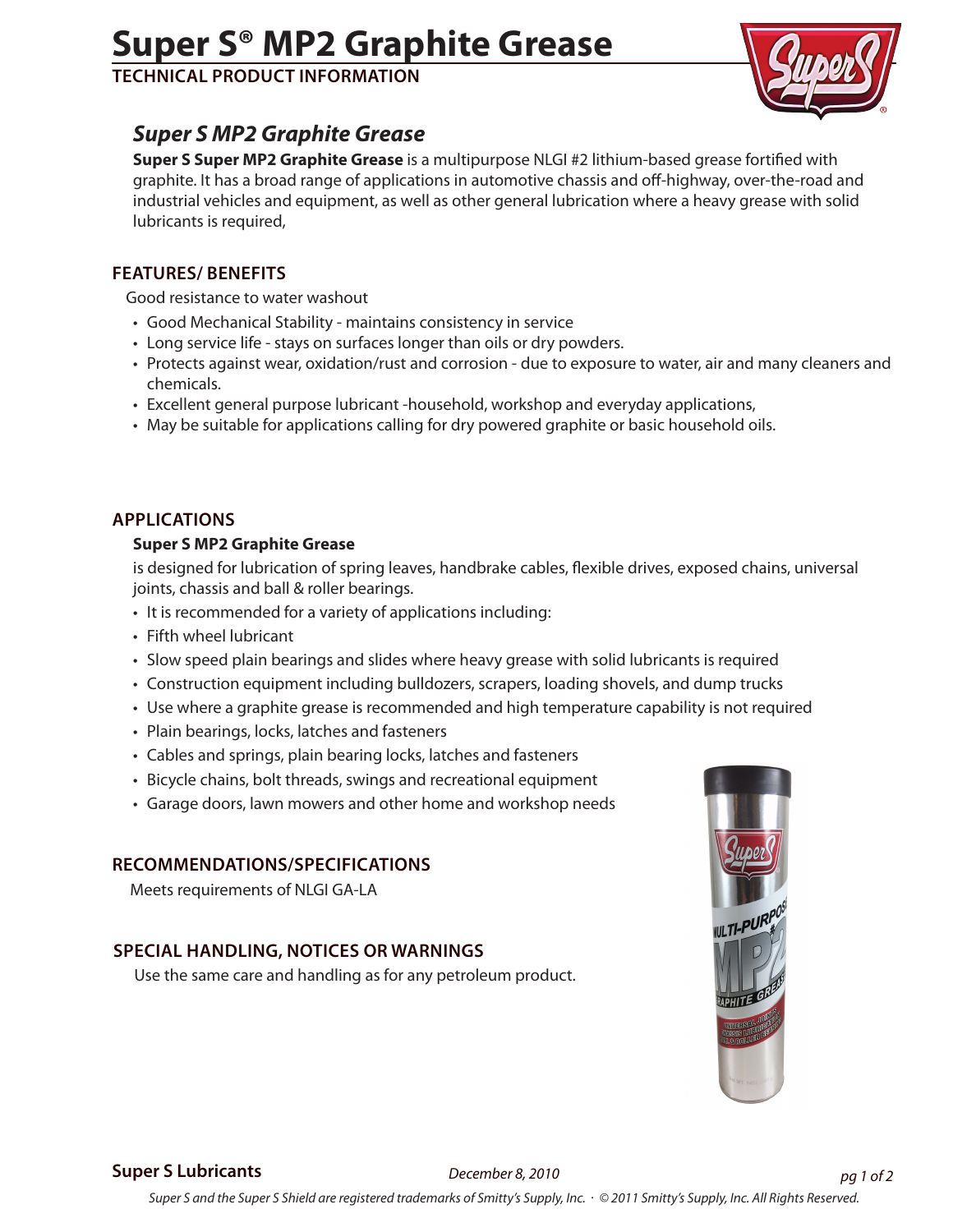# Super S® MP2 Graphite Grease

**TECHNICAL PRODUCT INFORMATION**

## *Super S MP2 Graphite Grease*

**Super S Super MP2 Graphite Grease** is a multipurpose NLGI #2 lithium-based grease fortified with graphite. It has a broad range of applications in automotive chassis and off-highway, over-the-road and industrial vehicles and equipment, as well as other general lubrication where a heavy grease with solid lubricants is required,

### FEATURES/ BENEFITS

Good resistance to water washout

- Good Mechanical Stability - maintains consistency in service
- Long service life - stays on surfaces longer than oils or dry powders.
- Protects against wear, oxidation/rust and corrosion - due to exposure to water, air and many cleaners and chemicals.
- Excellent general purpose lubricant -household, workshop and everyday applications,
- May be suitable for applications calling for dry powered graphite or basic household oils.

### APPLICATIONS

**Super S MP2 Graphite Grease**

is designed for lubrication of spring leaves, handbrake cables, flexible drives, exposed chains, universal joints, chassis and ball & roller bearings.

- It is recommended for a variety of applications including:
- Fifth wheel lubricant
- Slow speed plain bearings and slides where heavy grease with solid lubricants is required
- Construction equipment including bulldozers, scrapers, loading shovels, and dump trucks
- Use where a graphite grease is recommended and high temperature capability is not required
- Plain bearings, locks, latches and fasteners
- Cables and springs, plain bearing locks, latches and fasteners
- Bicycle chains, bolt threads, swings and recreational equipment
- Garage doors, lawn mowers and other home and workshop needs

### RECOMMENDATIONS/SPECIFICATIONS

Meets requirements of NLGI GA-LA

### SPECIAL HANDLING, NOTICES OR WARNINGS

Use the same care and handling as for any petroleum product.

**Super S Lubricants** *December 8, 2010*

*Super S and the Super S Shield are registered trademarks of Smitty's Supply, Inc. · © 2011 Smitty's Supply, Inc. All Rights Reserved.*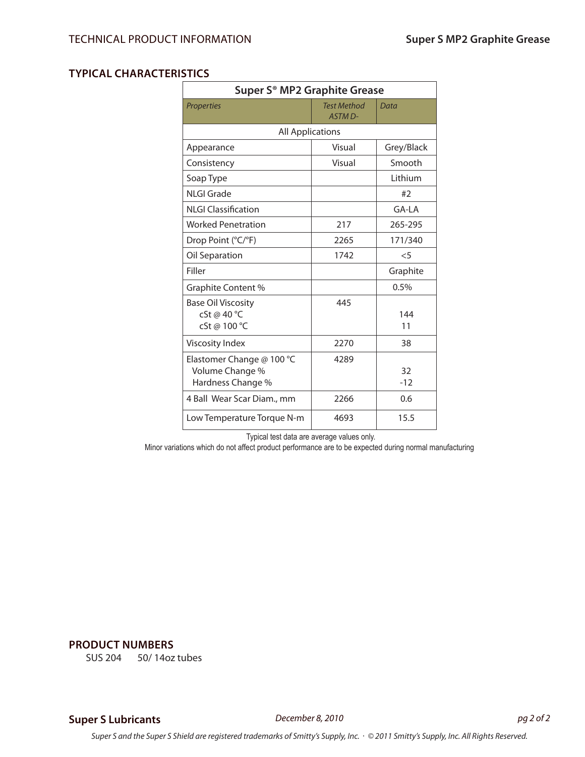## TYPICAL CHARACTERISTICS

| Super S® MP2 Graphite Grease | | |
|---|---|---|
| *Properties* | *Test Method ASTM D-* | *Data* |
| All Applications | | |
| Appearance | Visual | Grey/Black |
| Consistency | Visual | Smooth |
| Soap Type | | Lithium |
| NLGI Grade | | #2 |
| NLGI Classification | | GA-LA |
| Worked Penetration | 217 | 265-295 |
| Drop Point (°C/°F) | 2265 | 171/340 |
| Oil Separation | 1742 | <5 |
| Filler | | Graphite |
| Graphite Content % | | 0.5% |
| Base Oil Viscosity<br>cSt @ 40 °C<br>cSt @ 100 °C | 445 | <br>144<br>11 |
| Viscosity Index | 2270 | 38 |
| Elastomer Change @ 100 °C<br>Volume Change %<br>Hardness Change % | 4289 | <br>32<br>-12 |
| 4 Ball Wear Scar Diam., mm | 2266 | 0.6 |
| Low Temperature Torque N-m | 4693 | 15.5 |

Typical test data are average values only.
Minor variations which do not affect product performance are to be expected during normal manufacturing

## PRODUCT NUMBERS

SUS 204 50/ 14oz tubes

**Super S Lubricants** *December 8, 2010*

*Super S and the Super S Shield are registered trademarks of Smitty's Supply, Inc. · © 2011 Smitty's Supply, Inc. All Rights Reserved.*